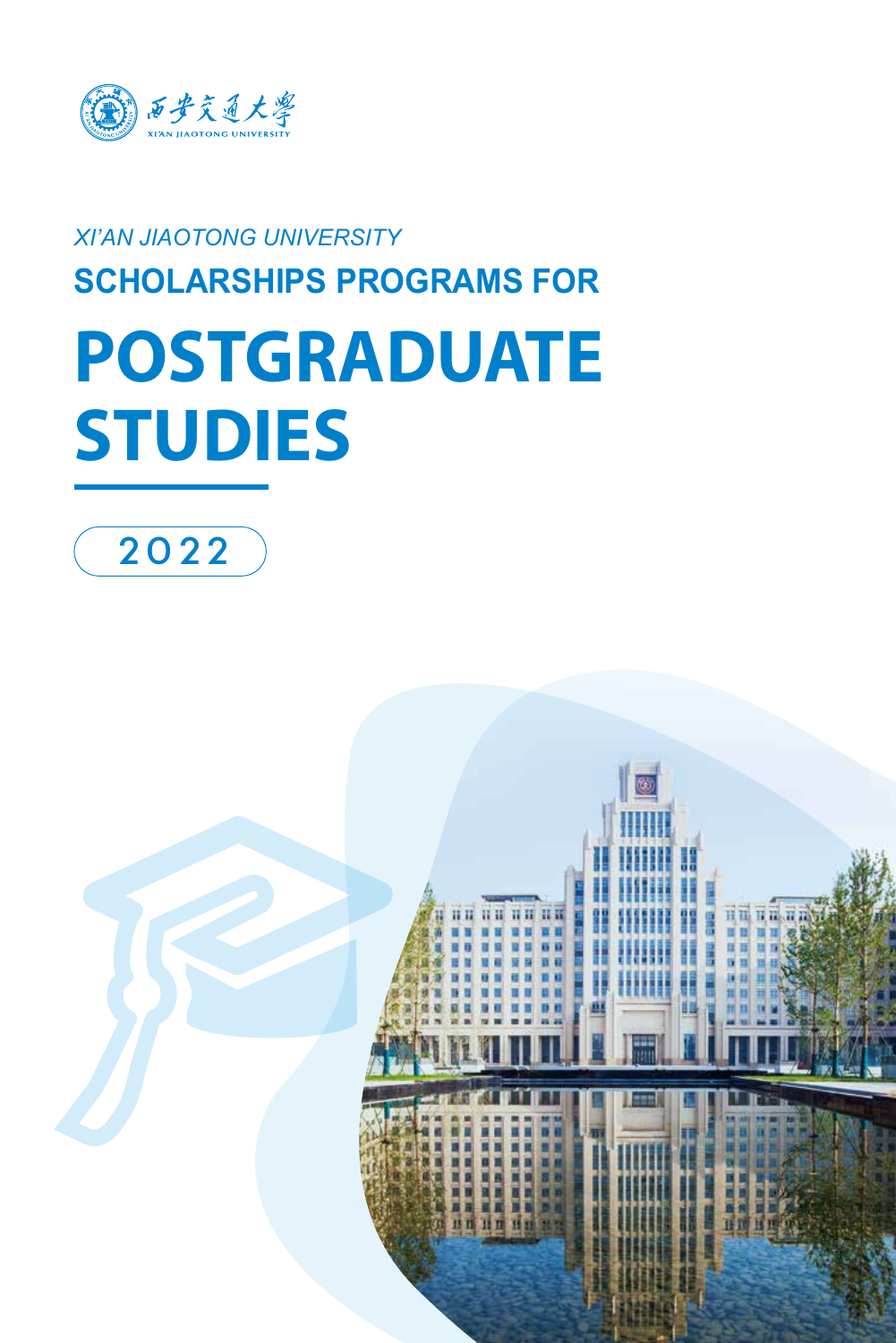西安交通大學

XI'AN JIAOTONG UNIVERSITY

*XI'AN JIAOTONG UNIVERSITY*

**SCHOLARSHIPS PROGRAMS FOR**

# POSTGRADUATE STUDIES

2022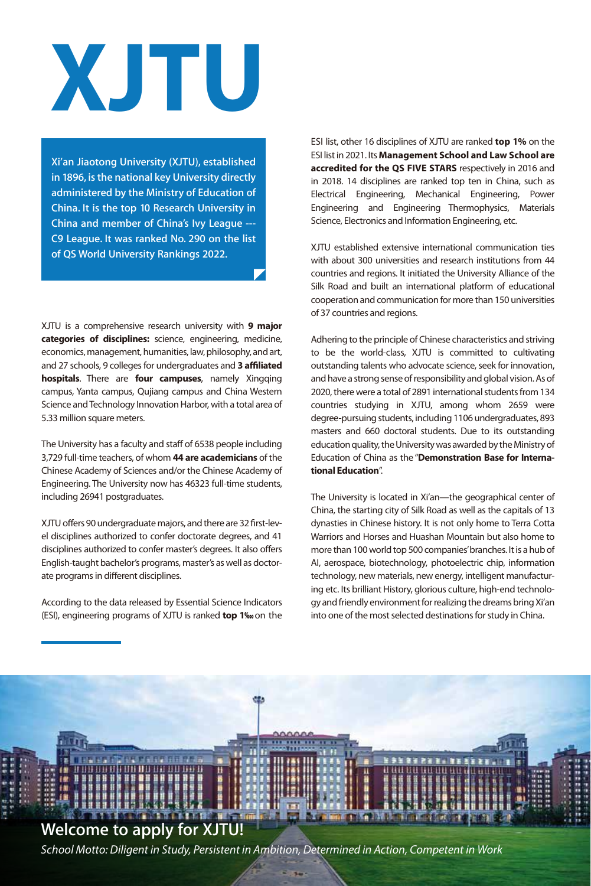# XJTU

**Xi'an Jiaotong University (XJTU), established in 1896, is the national key University directly administered by the Ministry of Education of China. It is the top 10 Research University in China and member of China's Ivy League --- C9 League. It was ranked No. 290 on the list of QS World University Rankings 2022.**

XJTU is a comprehensive research university with **9 major categories of disciplines:** science, engineering, medicine, economics, management, humanities, law, philosophy, and art, and 27 schools, 9 colleges for undergraduates and **3 affiliated hospitals**. There are **four campuses**, namely Xingqing campus, Yanta campus, Qujiang campus and China Western Science and Technology Innovation Harbor, with a total area of 5.33 million square meters.

The University has a faculty and staff of 6538 people including 3,729 full-time teachers, of whom **44 are academicians** of the Chinese Academy of Sciences and/or the Chinese Academy of Engineering. The University now has 46323 full-time students, including 26941 postgraduates.

XJTU offers 90 undergraduate majors, and there are 32 first-level disciplines authorized to confer doctorate degrees, and 41 disciplines authorized to confer master's degrees. It also offers English-taught bachelor's programs, master's as well as doctorate programs in different disciplines.

According to the data released by Essential Science Indicators (ESI), engineering programs of XJTU is ranked **top 1‰** on the ESI list, other 16 disciplines of XJTU are ranked **top 1%** on the ESI list in 2021. Its **Management School and Law School are accredited for the QS FIVE STARS** respectively in 2016 and in 2018. 14 disciplines are ranked top ten in China, such as Electrical Engineering, Mechanical Engineering, Power Engineering and Engineering Thermophysics, Materials Science, Electronics and Information Engineering, etc.

XJTU established extensive international communication ties with about 300 universities and research institutions from 44 countries and regions. It initiated the University Alliance of the Silk Road and built an international platform of educational cooperation and communication for more than 150 universities of 37 countries and regions.

Adhering to the principle of Chinese characteristics and striving to be the world-class, XJTU is committed to cultivating outstanding talents who advocate science, seek for innovation, and have a strong sense of responsibility and global vision. As of 2020, there were a total of 2891 international students from 134 countries studying in XJTU, among whom 2659 were degree-pursuing students, including 1106 undergraduates, 893 masters and 660 doctoral students. Due to its outstanding education quality, the University was awarded by the Ministry of Education of China as the "**Demonstration Base for International Education**".

The University is located in Xi'an—the geographical center of China, the starting city of Silk Road as well as the capitals of 13 dynasties in Chinese history. It is not only home to Terra Cotta Warriors and Horses and Huashan Mountain but also home to more than 100 world top 500 companies' branches. It is a hub of AI, aerospace, biotechnology, photoelectric chip, information technology, new materials, new energy, intelligent manufacturing etc. Its brilliant History, glorious culture, high-end technology and friendly environment for realizing the dreams bring Xi'an into one of the most selected destinations for study in China.

## Welcome to apply for XJTU!

*School Motto: Diligent in Study, Persistent in Ambition, Determined in Action, Competent in Work*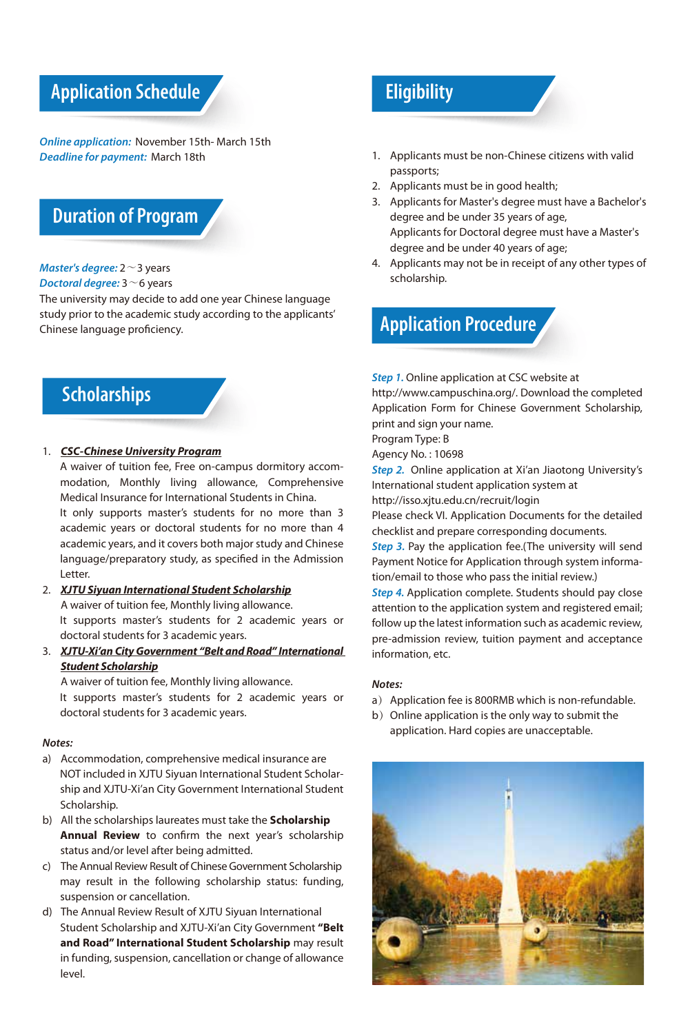## Application Schedule

*Online application:* November 15th- March 15th
*Deadline for payment:* March 18th

## Duration of Program

*Master's degree:* 2～3 years
*Doctoral degree:* 3～6 years
The university may decide to add one year Chinese language study prior to the academic study according to the applicants' Chinese language proficiency.

## Scholarships

1. ***CSC-Chinese University Program***
   A waiver of tuition fee, Free on-campus dormitory accommodation, Monthly living allowance, Comprehensive Medical Insurance for International Students in China.
   It only supports master's students for no more than 3 academic years or doctoral students for no more than 4 academic years, and it covers both major study and Chinese language/preparatory study, as specified in the Admission Letter.
2. ***XJTU Siyuan International Student Scholarship***
   A waiver of tuition fee, Monthly living allowance.
   It supports master's students for 2 academic years or doctoral students for 3 academic years.
3. ***XJTU-Xi'an City Government "Belt and Road" International Student Scholarship***
   A waiver of tuition fee, Monthly living allowance.
   It supports master's students for 2 academic years or doctoral students for 3 academic years.

***Notes:***

a) Accommodation, comprehensive medical insurance are NOT included in XJTU Siyuan International Student Scholarship and XJTU-Xi'an City Government International Student Scholarship.
b) All the scholarships laureates must take the **Scholarship Annual Review** to confirm the next year's scholarship status and/or level after being admitted.
c) The Annual Review Result of Chinese Government Scholarship may result in the following scholarship status: funding, suspension or cancellation.
d) The Annual Review Result of XJTU Siyuan International Student Scholarship and XJTU-Xi'an City Government **"Belt and Road" International Student Scholarship** may result in funding, suspension, cancellation or change of allowance level.

## Eligibility

1. Applicants must be non-Chinese citizens with valid passports;
2. Applicants must be in good health;
3. Applicants for Master's degree must have a Bachelor's degree and be under 35 years of age,
   Applicants for Doctoral degree must have a Master's degree and be under 40 years of age;
4. Applicants may not be in receipt of any other types of scholarship.

## Application Procedure

*Step 1.* Online application at CSC website at http://www.campuschina.org/. Download the completed Application Form for Chinese Government Scholarship, print and sign your name.
Program Type: B
Agency No. : 10698

*Step 2.* Online application at Xi'an Jiaotong University's International student application system at http://isso.xjtu.edu.cn/recruit/login
Please check VI. Application Documents for the detailed checklist and prepare corresponding documents.

*Step 3.* Pay the application fee.(The university will send Payment Notice for Application through system information/email to those who pass the initial review.)

*Step 4.* Application complete. Students should pay close attention to the application system and registered email; follow up the latest information such as academic review, pre-admission review, tuition payment and acceptance information, etc.

***Notes:***

a）Application fee is 800RMB which is non-refundable.
b）Online application is the only way to submit the application. Hard copies are unacceptable.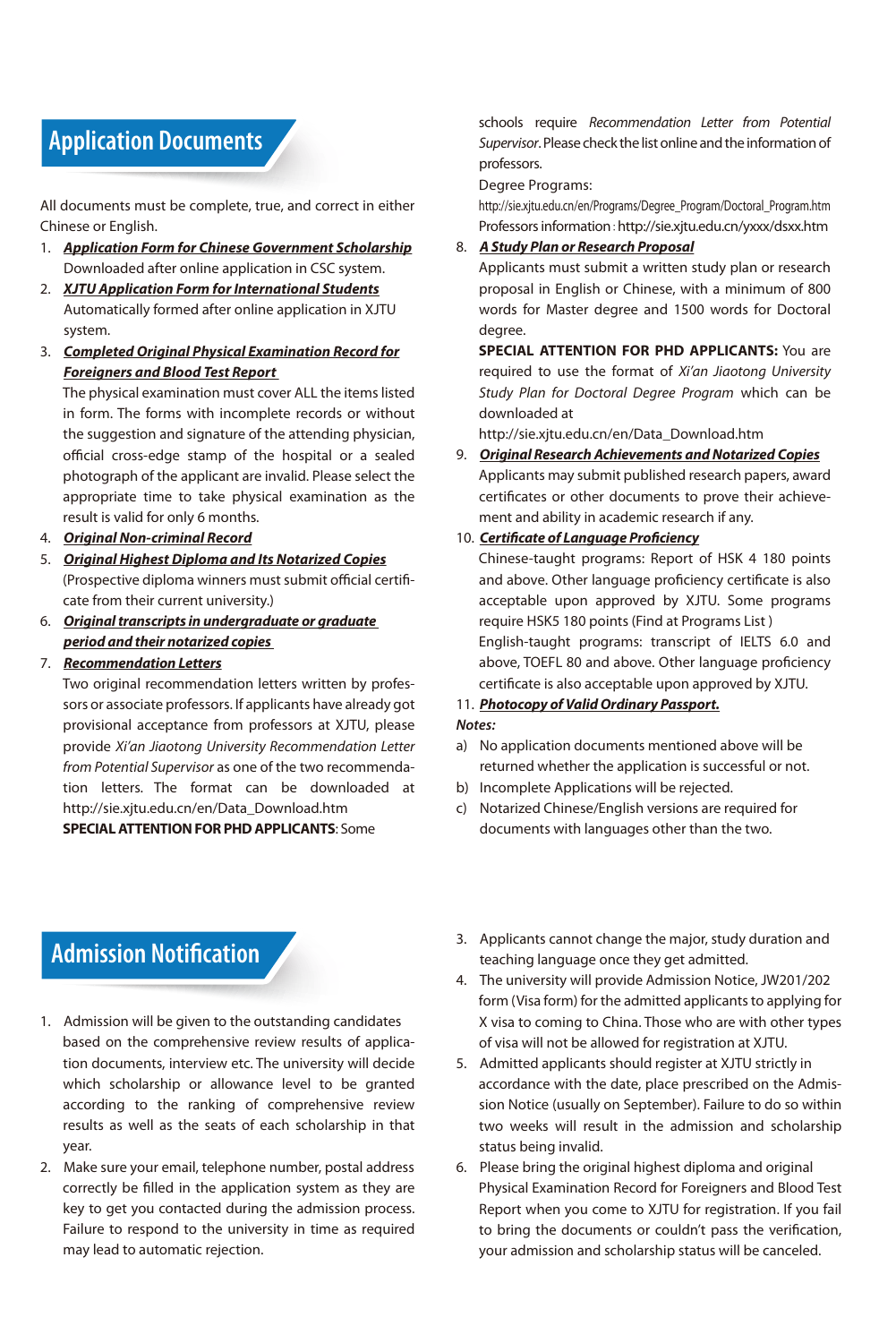## Application Documents

All documents must be complete, true, and correct in either Chinese or English.

1. ***Application Form for Chinese Government Scholarship***
   Downloaded after online application in CSC system.
2. ***XJTU Application Form for International Students***
   Automatically formed after online application in XJTU system.
3. ***Completed Original Physical Examination Record for Foreigners and Blood Test Report***
   The physical examination must cover ALL the items listed in form. The forms with incomplete records or without the suggestion and signature of the attending physician, official cross-edge stamp of the hospital or a sealed photograph of the applicant are invalid. Please select the appropriate time to take physical examination as the result is valid for only 6 months.
4. ***Original Non-criminal Record***
5. ***Original Highest Diploma and Its Notarized Copies***
   (Prospective diploma winners must submit official certificate from their current university.)
6. ***Original transcripts in undergraduate or graduate period and their notarized copies***
7. ***Recommendation Letters***
   Two original recommendation letters written by professors or associate professors. If applicants have already got provisional acceptance from professors at XJTU, please provide *Xi'an Jiaotong University Recommendation Letter from Potential Supervisor* as one of the two recommendation letters. The format can be downloaded at http://sie.xjtu.edu.cn/en/Data_Download.htm
   **SPECIAL ATTENTION FOR PHD APPLICANTS**: Some schools require *Recommendation Letter from Potential Supervisor*. Please check the list online and the information of professors.
   Degree Programs:
   http://sie.xjtu.edu.cn/en/Programs/Degree_Program/Doctoral_Program.htm
   Professors information : http://sie.xjtu.edu.cn/yxxx/dsxx.htm
8. ***A Study Plan or Research Proposal***
   Applicants must submit a written study plan or research proposal in English or Chinese, with a minimum of 800 words for Master degree and 1500 words for Doctoral degree.
   **SPECIAL ATTENTION FOR PHD APPLICANTS:** You are required to use the format of *Xi'an Jiaotong University Study Plan for Doctoral Degree Program* which can be downloaded at
   http://sie.xjtu.edu.cn/en/Data_Download.htm
9. ***Original Research Achievements and Notarized Copies***
   Applicants may submit published research papers, award certificates or other documents to prove their achievement and ability in academic research if any.
10. ***Certificate of Language Proficiency***
    Chinese-taught programs: Report of HSK 4 180 points and above. Other language proficiency certificate is also acceptable upon approved by XJTU. Some programs require HSK5 180 points (Find at Programs List )
    English-taught programs: transcript of IELTS 6.0 and above, TOEFL 80 and above. Other language proficiency certificate is also acceptable upon approved by XJTU.
11. ***Photocopy of Valid Ordinary Passport.***

***Notes:***

a) No application documents mentioned above will be returned whether the application is successful or not.
b) Incomplete Applications will be rejected.
c) Notarized Chinese/English versions are required for documents with languages other than the two.

## Admission Notification

1. Admission will be given to the outstanding candidates based on the comprehensive review results of application documents, interview etc. The university will decide which scholarship or allowance level to be granted according to the ranking of comprehensive review results as well as the seats of each scholarship in that year.
2. Make sure your email, telephone number, postal address correctly be filled in the application system as they are key to get you contacted during the admission process. Failure to respond to the university in time as required may lead to automatic rejection.
3. Applicants cannot change the major, study duration and teaching language once they get admitted.
4. The university will provide Admission Notice, JW201/202 form (Visa form) for the admitted applicants to applying for X visa to coming to China. Those who are with other types of visa will not be allowed for registration at XJTU.
5. Admitted applicants should register at XJTU strictly in accordance with the date, place prescribed on the Admission Notice (usually on September). Failure to do so within two weeks will result in the admission and scholarship status being invalid.
6. Please bring the original highest diploma and original Physical Examination Record for Foreigners and Blood Test Report when you come to XJTU for registration. If you fail to bring the documents or couldn't pass the verification, your admission and scholarship status will be canceled.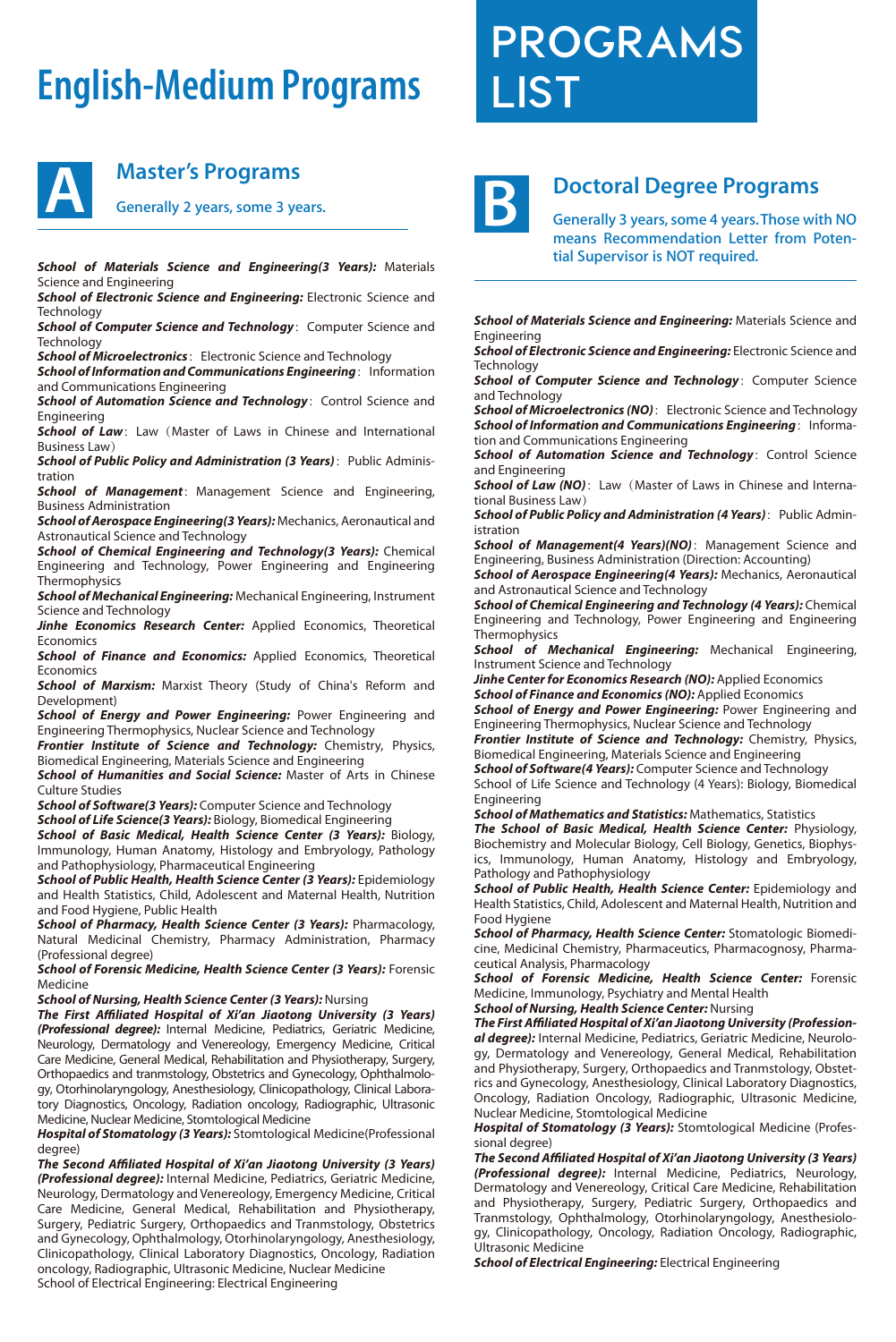# English-Medium Programs

# PROGRAMS LIST

## A Master's Programs

Generally 2 years, some 3 years.

***School of Materials Science and Engineering(3 Years):*** Materials Science and Engineering

***School of Electronic Science and Engineering:*** Electronic Science and Technology

***School of Computer Science and Technology***：Computer Science and Technology

***School of Microelectronics***：Electronic Science and Technology

***School of Information and Communications Engineering***：Information and Communications Engineering

***School of Automation Science and Technology***：Control Science and Engineering

***School of Law***：Law（Master of Laws in Chinese and International Business Law）

***School of Public Policy and Administration (3 Years)***：Public Administration

***School of Management***：Management Science and Engineering, Business Administration

***School of Aerospace Engineering(3 Years):*** Mechanics, Aeronautical and Astronautical Science and Technology

***School of Chemical Engineering and Technology(3 Years):*** Chemical Engineering and Technology, Power Engineering and Engineering Thermophysics

***School of Mechanical Engineering:*** Mechanical Engineering, Instrument Science and Technology

***Jinhe Economics Research Center:*** Applied Economics, Theoretical Economics

***School of Finance and Economics:*** Applied Economics, Theoretical Economics

***School of Marxism:*** Marxist Theory (Study of China's Reform and Development)

***School of Energy and Power Engineering:*** Power Engineering and Engineering Thermophysics, Nuclear Science and Technology

***Frontier Institute of Science and Technology:*** Chemistry, Physics, Biomedical Engineering, Materials Science and Engineering

***School of Humanities and Social Science:*** Master of Arts in Chinese Culture Studies

***School of Software(3 Years):*** Computer Science and Technology

***School of Life Science(3 Years):*** Biology, Biomedical Engineering

***School of Basic Medical, Health Science Center (3 Years):*** Biology, Immunology, Human Anatomy, Histology and Embryology, Pathology and Pathophysiology, Pharmaceutical Engineering

***School of Public Health, Health Science Center (3 Years):*** Epidemiology and Health Statistics, Child, Adolescent and Maternal Health, Nutrition and Food Hygiene, Public Health

***School of Pharmacy, Health Science Center (3 Years):*** Pharmacology, Natural Medicinal Chemistry, Pharmacy Administration, Pharmacy (Professional degree)

***School of Forensic Medicine, Health Science Center (3 Years):*** Forensic Medicine

***School of Nursing, Health Science Center (3 Years):*** Nursing

***The First Affiliated Hospital of Xi'an Jiaotong University (3 Years) (Professional degree):*** Internal Medicine, Pediatrics, Geriatric Medicine, Neurology, Dermatology and Venereology, Emergency Medicine, Critical Care Medicine, General Medical, Rehabilitation and Physiotherapy, Surgery, Orthopaedics and tranmstology, Obstetrics and Gynecology, Ophthalmology, Otorhinolaryngology, Anesthesiology, Clinicopathology, Clinical Laboratory Diagnostics, Oncology, Radiation oncology, Radiographic, Ultrasonic Medicine, Nuclear Medicine, Stomtological Medicine

***Hospital of Stomatology (3 Years):*** Stomtological Medicine(Professional degree)

***The Second Affiliated Hospital of Xi'an Jiaotong University (3 Years) (Professional degree):*** Internal Medicine, Pediatrics, Geriatric Medicine, Neurology, Dermatology and Venereology, Emergency Medicine, Critical Care Medicine, General Medical, Rehabilitation and Physiotherapy, Surgery, Pediatric Surgery, Orthopaedics and Tranmstology, Obstetrics and Gynecology, Ophthalmology, Otorhinolaryngology, Anesthesiology, Clinicopathology, Clinical Laboratory Diagnostics, Oncology, Radiation oncology, Radiographic, Ultrasonic Medicine, Nuclear Medicine

School of Electrical Engineering: Electrical Engineering

## B Doctoral Degree Programs

Generally 3 years, some 4 years. Those with NO means Recommendation Letter from Potential Supervisor is NOT required.

***School of Materials Science and Engineering:*** Materials Science and Engineering

***School of Electronic Science and Engineering:*** Electronic Science and Technology

***School of Computer Science and Technology***：Computer Science and Technology

***School of Microelectronics (NO)***：Electronic Science and Technology

***School of Information and Communications Engineering***：Information and Communications Engineering

***School of Automation Science and Technology***：Control Science and Engineering

***School of Law (NO)***：Law（Master of Laws in Chinese and International Business Law）

***School of Public Policy and Administration (4 Years)***：Public Administration

***School of Management(4 Years)(NO)***：Management Science and Engineering, Business Administration (Direction: Accounting)

***School of Aerospace Engineering(4 Years):*** Mechanics, Aeronautical and Astronautical Science and Technology

***School of Chemical Engineering and Technology (4 Years):*** Chemical Engineering and Technology, Power Engineering and Engineering Thermophysics

***School of Mechanical Engineering:*** Mechanical Engineering, Instrument Science and Technology

***Jinhe Center for Economics Research (NO):*** Applied Economics

***School of Finance and Economics (NO):*** Applied Economics

***School of Energy and Power Engineering:*** Power Engineering and Engineering Thermophysics, Nuclear Science and Technology

***Frontier Institute of Science and Technology:*** Chemistry, Physics, Biomedical Engineering, Materials Science and Engineering

***School of Software(4 Years):*** Computer Science and Technology

School of Life Science and Technology (4 Years): Biology, Biomedical Engineering

***School of Mathematics and Statistics:*** Mathematics, Statistics

***The School of Basic Medical, Health Science Center:*** Physiology, Biochemistry and Molecular Biology, Cell Biology, Genetics, Biophysics, Immunology, Human Anatomy, Histology and Embryology, Pathology and Pathophysiology

***School of Public Health, Health Science Center:*** Epidemiology and Health Statistics, Child, Adolescent and Maternal Health, Nutrition and Food Hygiene

***School of Pharmacy, Health Science Center:*** Stomatologic Biomedicine, Medicinal Chemistry, Pharmaceutics, Pharmacognosy, Pharmaceutical Analysis, Pharmacology

***School of Forensic Medicine, Health Science Center:*** Forensic Medicine, Immunology, Psychiatry and Mental Health

***School of Nursing, Health Science Center:*** Nursing

***The First Affiliated Hospital of Xi'an Jiaotong University (Professional degree):*** Internal Medicine, Pediatrics, Geriatric Medicine, Neurology, Dermatology and Venereology, General Medical, Rehabilitation and Physiotherapy, Surgery, Orthopaedics and Tranmstology, Obstetrics and Gynecology, Anesthesiology, Clinical Laboratory Diagnostics, Oncology, Radiation Oncology, Radiographic, Ultrasonic Medicine, Nuclear Medicine, Stomtological Medicine

***Hospital of Stomatology (3 Years):*** Stomtological Medicine (Professional degree)

***The Second Affiliated Hospital of Xi'an Jiaotong University (3 Years) (Professional degree):*** Internal Medicine, Pediatrics, Neurology, Dermatology and Venereology, Critical Care Medicine, Rehabilitation and Physiotherapy, Surgery, Pediatric Surgery, Orthopaedics and Tranmstology, Ophthalmology, Otorhinolaryngology, Anesthesiology, Clinicopathology, Oncology, Radiation Oncology, Radiographic, Ultrasonic Medicine

***School of Electrical Engineering:*** Electrical Engineering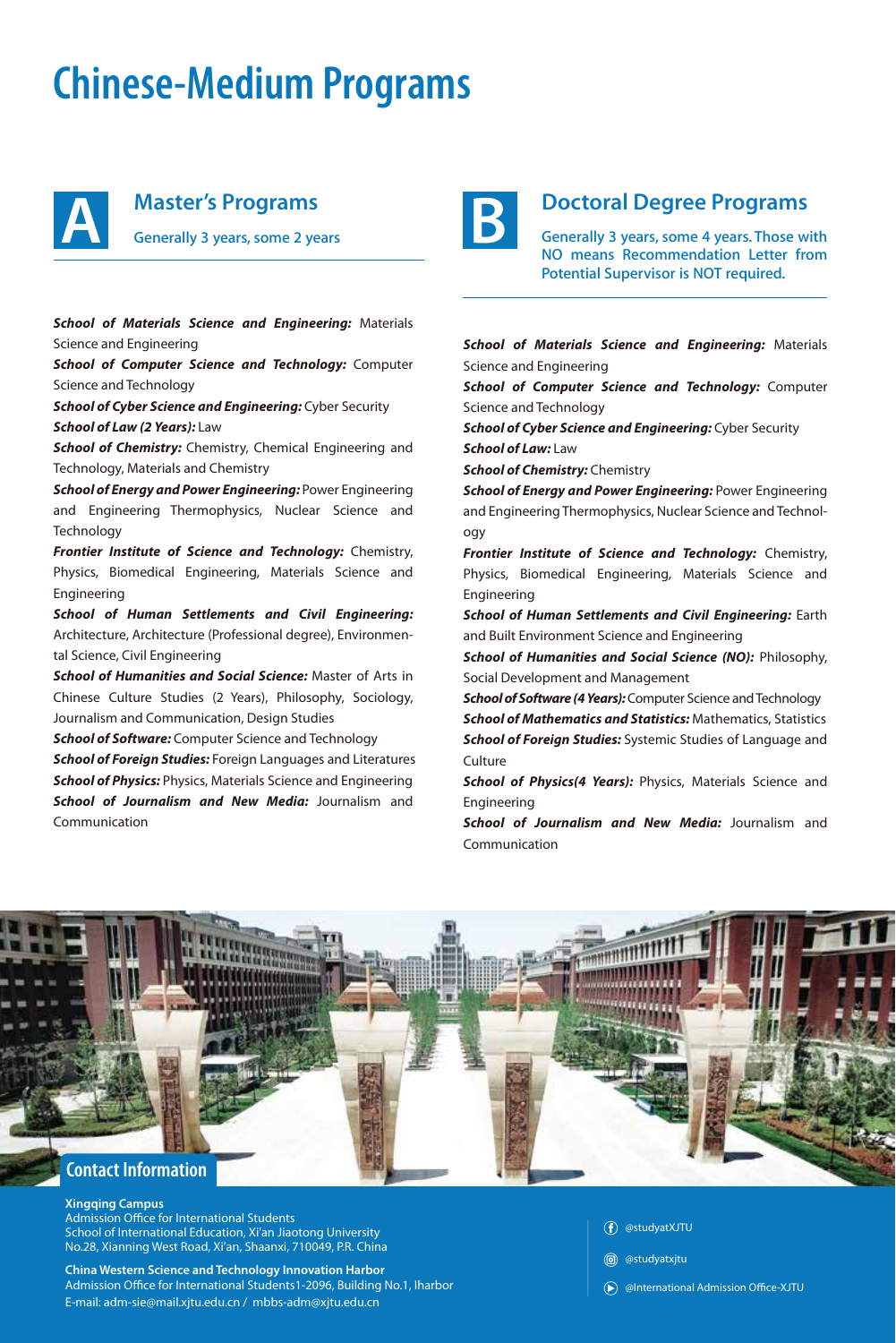# Chinese-Medium Programs

## A Master's Programs

**Generally 3 years, some 2 years**

***School of Materials Science and Engineering:*** Materials Science and Engineering

***School of Computer Science and Technology:*** Computer Science and Technology

***School of Cyber Science and Engineering:*** Cyber Security

***School of Law (2 Years):*** Law

***School of Chemistry:*** Chemistry, Chemical Engineering and Technology, Materials and Chemistry

***School of Energy and Power Engineering:*** Power Engineering and Engineering Thermophysics, Nuclear Science and Technology

***Frontier Institute of Science and Technology:*** Chemistry, Physics, Biomedical Engineering, Materials Science and Engineering

***School of Human Settlements and Civil Engineering:*** Architecture, Architecture (Professional degree), Environmental Science, Civil Engineering

***School of Humanities and Social Science:*** Master of Arts in Chinese Culture Studies (2 Years), Philosophy, Sociology, Journalism and Communication, Design Studies

***School of Software:*** Computer Science and Technology

***School of Foreign Studies:*** Foreign Languages and Literatures

***School of Physics:*** Physics, Materials Science and Engineering

***School of Journalism and New Media:*** Journalism and Communication

## B Doctoral Degree Programs

**Generally 3 years, some 4 years. Those with NO means Recommendation Letter from Potential Supervisor is NOT required.**

***School of Materials Science and Engineering:*** Materials Science and Engineering

***School of Computer Science and Technology:*** Computer Science and Technology

***School of Cyber Science and Engineering:*** Cyber Security

***School of Law:*** Law

***School of Chemistry:*** Chemistry

***School of Energy and Power Engineering:*** Power Engineering and Engineering Thermophysics, Nuclear Science and Technology

***Frontier Institute of Science and Technology:*** Chemistry, Physics, Biomedical Engineering, Materials Science and Engineering

***School of Human Settlements and Civil Engineering:*** Earth and Built Environment Science and Engineering

***School of Humanities and Social Science (NO):*** Philosophy, Social Development and Management

***School of Software (4 Years):*** Computer Science and Technology

***School of Mathematics and Statistics:*** Mathematics, Statistics

***School of Foreign Studies:*** Systemic Studies of Language and Culture

***School of Physics(4 Years):*** Physics, Materials Science and Engineering

***School of Journalism and New Media:*** Journalism and Communication

## Contact Information

**Xingqing Campus**
Admission Office for International Students
School of International Education, Xi'an Jiaotong University
No.28, Xianning West Road, Xi'an, Shaanxi, 710049, P.R. China

**China Western Science and Technology Innovation Harbor**
Admission Office for International Students1-2096, Building No.1, Iharbor
E-mail: adm-sie@mail.xjtu.edu.cn / mbbs-adm@xjtu.edu.cn

@studyatXJTU

@studyatxjtu

@International Admission Office-XJTU